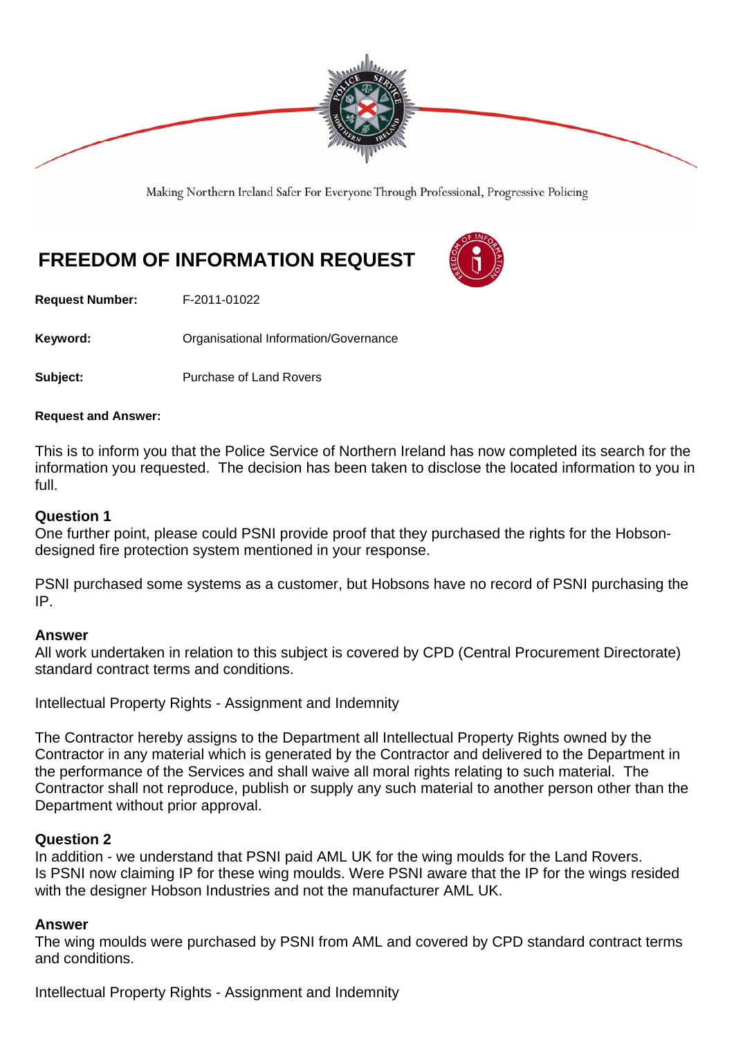Making Northern Ireland Safer For Everyone Through Professional, Progressive Policing

# FREEDOM OF INFORMATION REQUEST

**Request Number:** F-2011-01022

**Keyword:** Organisational Information/Governance

**Subject:** Purchase of Land Rovers

**Request and Answer:**

This is to inform you that the Police Service of Northern Ireland has now completed its search for the information you requested. The decision has been taken to disclose the located information to you in full.

### Question 1

One further point, please could PSNI provide proof that they purchased the rights for the Hobson-designed fire protection system mentioned in your response.

PSNI purchased some systems as a customer, but Hobsons have no record of PSNI purchasing the IP.

### Answer

All work undertaken in relation to this subject is covered by CPD (Central Procurement Directorate) standard contract terms and conditions.

Intellectual Property Rights - Assignment and Indemnity

The Contractor hereby assigns to the Department all Intellectual Property Rights owned by the Contractor in any material which is generated by the Contractor and delivered to the Department in the performance of the Services and shall waive all moral rights relating to such material. The Contractor shall not reproduce, publish or supply any such material to another person other than the Department without prior approval.

### Question 2

In addition - we understand that PSNI paid AML UK for the wing moulds for the Land Rovers. Is PSNI now claiming IP for these wing moulds. Were PSNI aware that the IP for the wings resided with the designer Hobson Industries and not the manufacturer AML UK.

### Answer

The wing moulds were purchased by PSNI from AML and covered by CPD standard contract terms and conditions.

Intellectual Property Rights - Assignment and Indemnity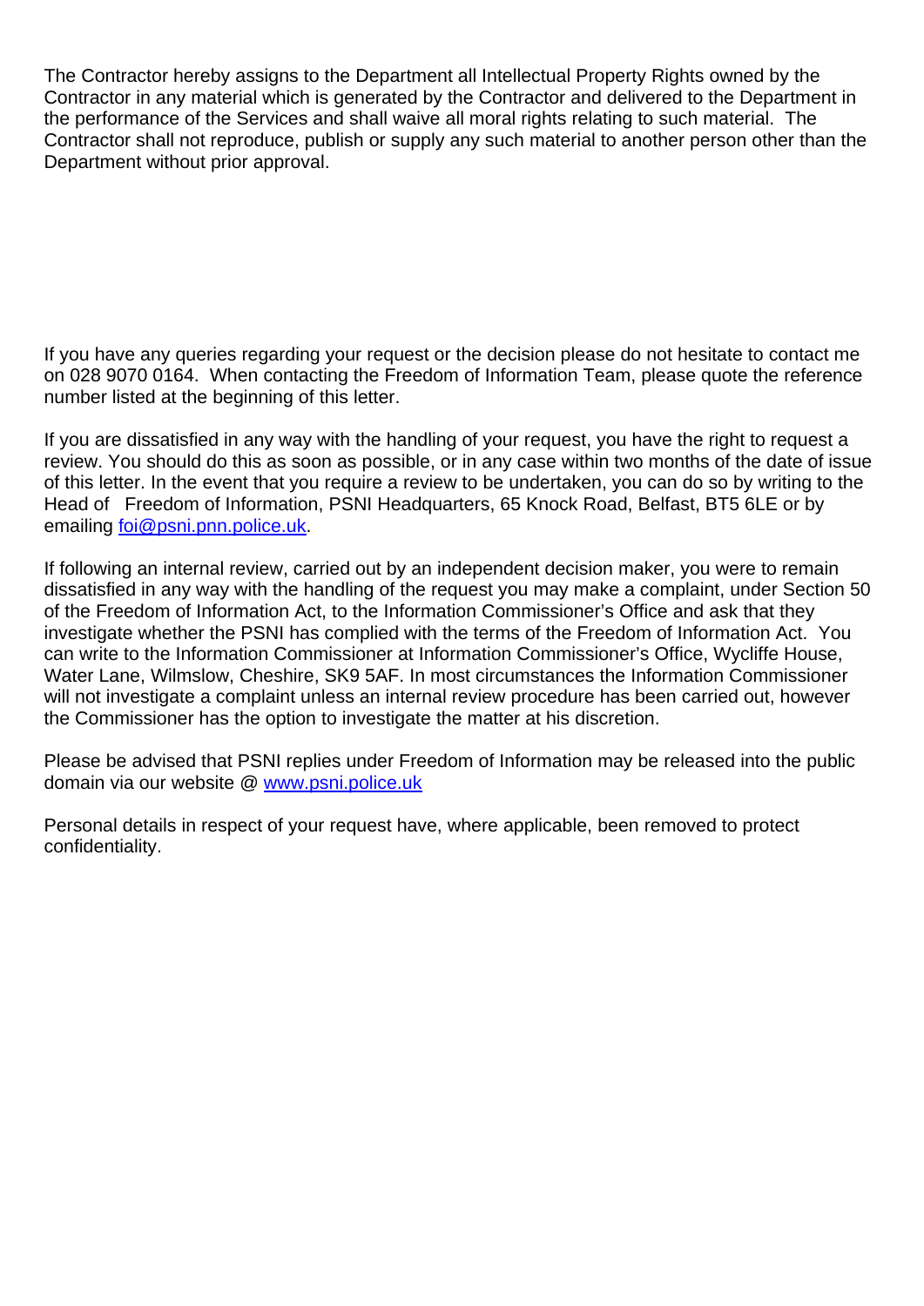The Contractor hereby assigns to the Department all Intellectual Property Rights owned by the Contractor in any material which is generated by the Contractor and delivered to the Department in the performance of the Services and shall waive all moral rights relating to such material. The Contractor shall not reproduce, publish or supply any such material to another person other than the Department without prior approval.

If you have any queries regarding your request or the decision please do not hesitate to contact me on 028 9070 0164. When contacting the Freedom of Information Team, please quote the reference number listed at the beginning of this letter.

If you are dissatisfied in any way with the handling of your request, you have the right to request a review. You should do this as soon as possible, or in any case within two months of the date of issue of this letter. In the event that you require a review to be undertaken, you can do so by writing to the Head of Freedom of Information, PSNI Headquarters, 65 Knock Road, Belfast, BT5 6LE or by emailing [foi@psni.pnn.police.uk](mailto:foi@psni.pnn.police.uk).

If following an internal review, carried out by an independent decision maker, you were to remain dissatisfied in any way with the handling of the request you may make a complaint, under Section 50 of the Freedom of Information Act, to the Information Commissioner's Office and ask that they investigate whether the PSNI has complied with the terms of the Freedom of Information Act. You can write to the Information Commissioner at Information Commissioner's Office, Wycliffe House, Water Lane, Wilmslow, Cheshire, SK9 5AF. In most circumstances the Information Commissioner will not investigate a complaint unless an internal review procedure has been carried out, however the Commissioner has the option to investigate the matter at his discretion.

Please be advised that PSNI replies under Freedom of Information may be released into the public domain via our website @ [www.psni.police.uk](http://www.psni.police.uk)

Personal details in respect of your request have, where applicable, been removed to protect confidentiality.